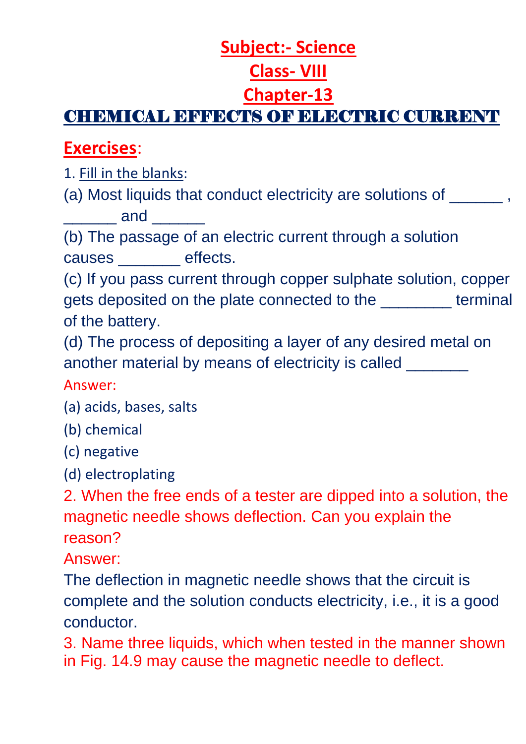# Subject:- Science

## Class- VIII

## Chapter-13

## CHEMICAL EFFECTS OF ELECTRIC CURRENT

### Exercises:

1. Fill in the blanks:

(a) Most liquids that conduct electricity are solutions of ______ , ______ and ______

(b) The passage of an electric current through a solution causes _______ effects.

(c) If you pass current through copper sulphate solution, copper gets deposited on the plate connected to the ________ terminal of the battery.

(d) The process of depositing a layer of any desired metal on another material by means of electricity is called _______

Answer:

(a) acids, bases, salts

(b) chemical

(c) negative

(d) electroplating

2. When the free ends of a tester are dipped into a solution, the magnetic needle shows deflection. Can you explain the reason?

Answer:

The deflection in magnetic needle shows that the circuit is complete and the solution conducts electricity, i.e., it is a good conductor.

3. Name three liquids, which when tested in the manner shown in Fig. 14.9 may cause the magnetic needle to deflect.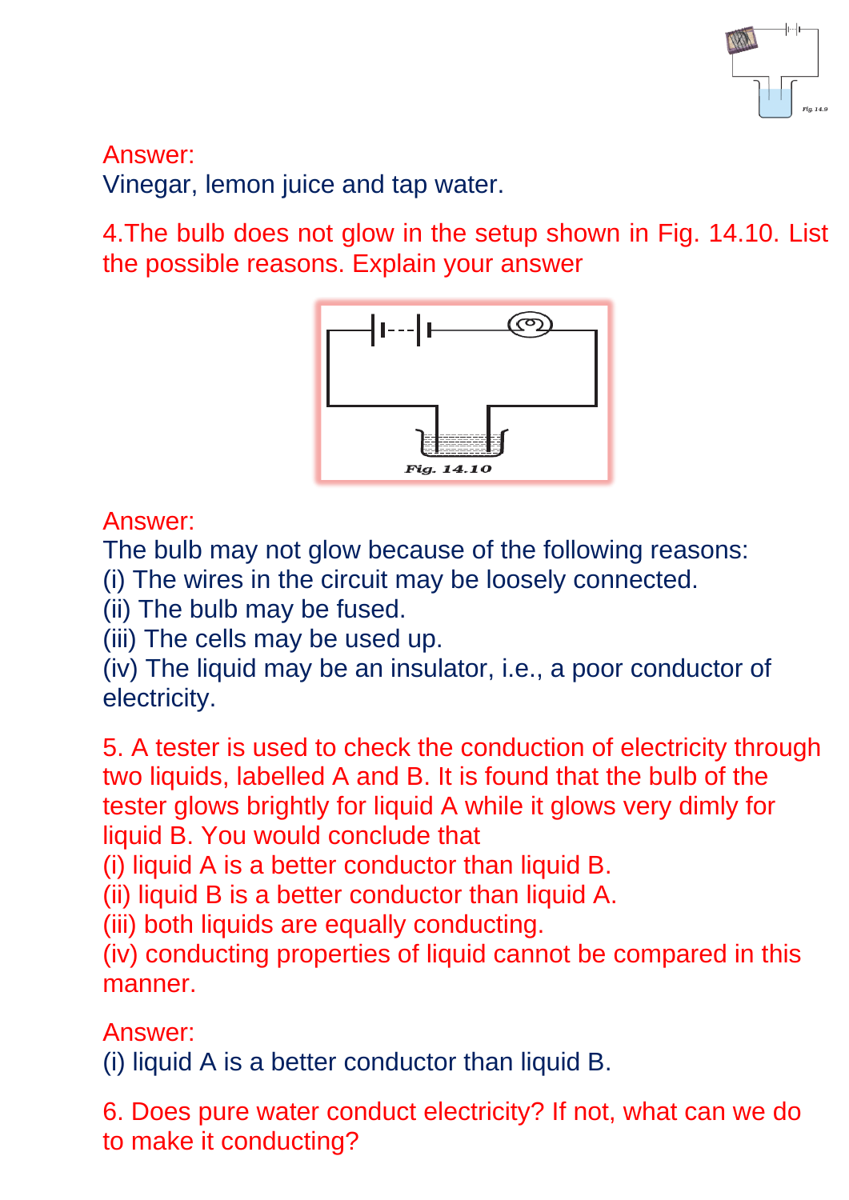Answer:

Vinegar, lemon juice and tap water.

4.The bulb does not glow in the setup shown in Fig. 14.10. List the possible reasons. Explain your answer

Fig. 14.10

Answer:

The bulb may not glow because of the following reasons:

(i) The wires in the circuit may be loosely connected.

(ii) The bulb may be fused.

(iii) The cells may be used up.

(iv) The liquid may be an insulator, i.e., a poor conductor of electricity.

5. A tester is used to check the conduction of electricity through two liquids, labelled A and B. It is found that the bulb of the tester glows brightly for liquid A while it glows very dimly for liquid B. You would conclude that

(i) liquid A is a better conductor than liquid B.

(ii) liquid B is a better conductor than liquid A.

(iii) both liquids are equally conducting.

(iv) conducting properties of liquid cannot be compared in this manner.

Answer:

(i) liquid A is a better conductor than liquid B.

6. Does pure water conduct electricity? If not, what can we do to make it conducting?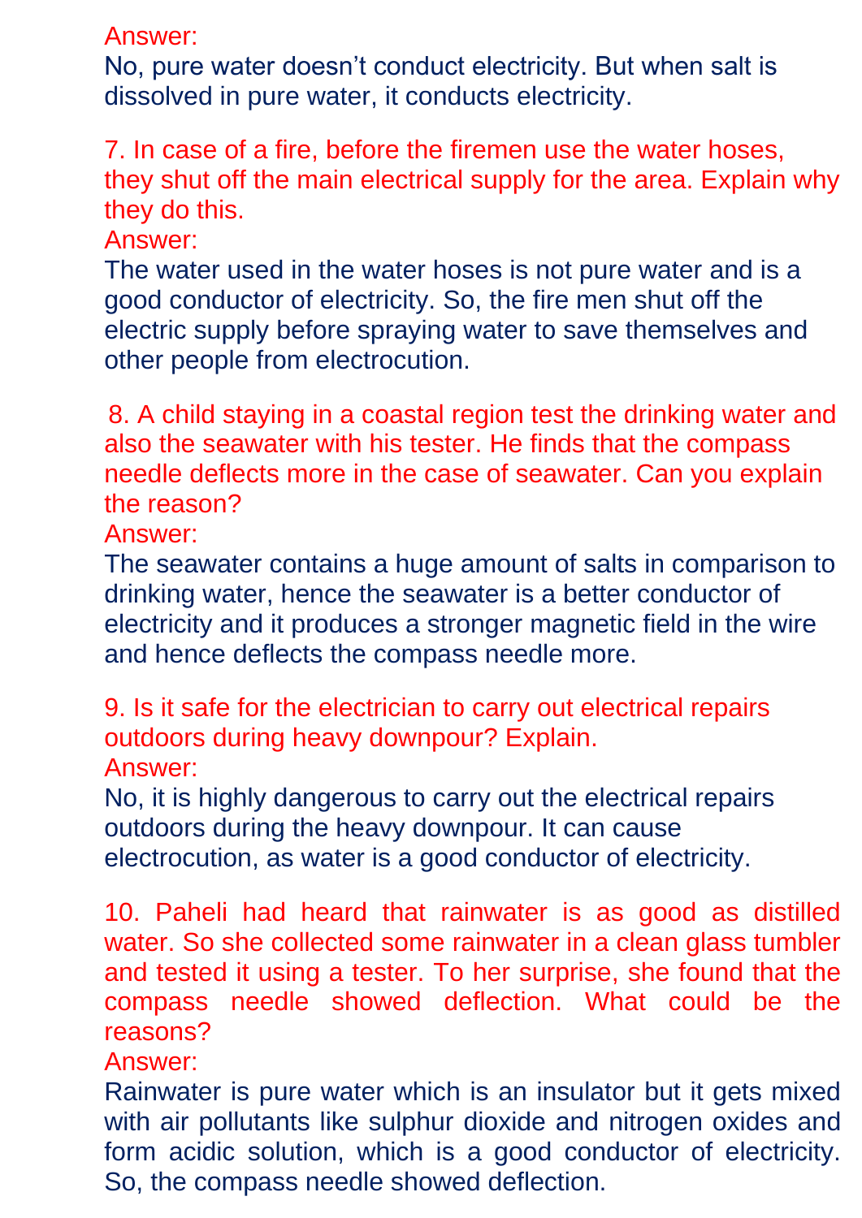Answer:
No, pure water doesn't conduct electricity. But when salt is dissolved in pure water, it conducts electricity.

7. In case of a fire, before the firemen use the water hoses, they shut off the main electrical supply for the area. Explain why they do this.

Answer:
The water used in the water hoses is not pure water and is a good conductor of electricity. So, the fire men shut off the electric supply before spraying water to save themselves and other people from electrocution.

8. A child staying in a coastal region test the drinking water and also the seawater with his tester. He finds that the compass needle deflects more in the case of seawater. Can you explain the reason?

Answer:
The seawater contains a huge amount of salts in comparison to drinking water, hence the seawater is a better conductor of electricity and it produces a stronger magnetic field in the wire and hence deflects the compass needle more.

9. Is it safe for the electrician to carry out electrical repairs outdoors during heavy downpour? Explain.

Answer:
No, it is highly dangerous to carry out the electrical repairs outdoors during the heavy downpour. It can cause electrocution, as water is a good conductor of electricity.

10. Paheli had heard that rainwater is as good as distilled water. So she collected some rainwater in a clean glass tumbler and tested it using a tester. To her surprise, she found that the compass needle showed deflection. What could be the reasons?

Answer:
Rainwater is pure water which is an insulator but it gets mixed with air pollutants like sulphur dioxide and nitrogen oxides and form acidic solution, which is a good conductor of electricity. So, the compass needle showed deflection.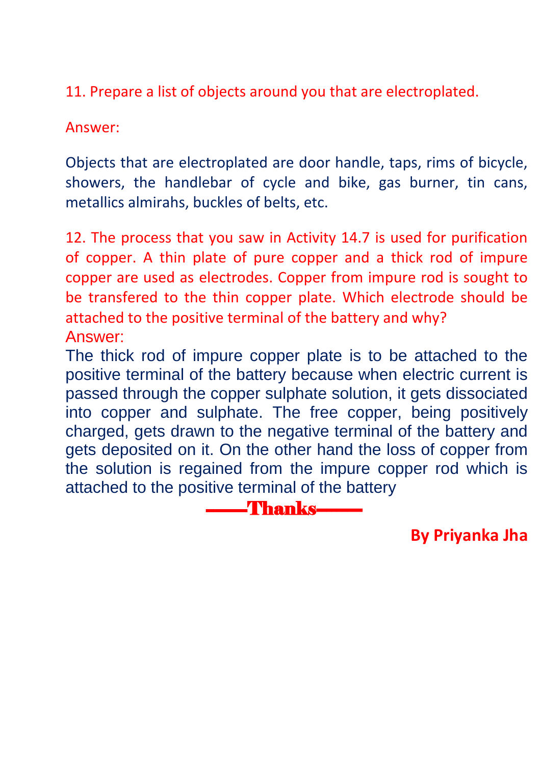11. Prepare a list of objects around you that are electroplated.

Answer:

Objects that are electroplated are door handle, taps, rims of bicycle, showers, the handlebar of cycle and bike, gas burner, tin cans, metallics almirahs, buckles of belts, etc.

12. The process that you saw in Activity 14.7 is used for purification of copper. A thin plate of pure copper and a thick rod of impure copper are used as electrodes. Copper from impure rod is sought to be transfered to the thin copper plate. Which electrode should be attached to the positive terminal of the battery and why?

Answer:

The thick rod of impure copper plate is to be attached to the positive terminal of the battery because when electric current is passed through the copper sulphate solution, it gets dissociated into copper and sulphate. The free copper, being positively charged, gets drawn to the negative terminal of the battery and gets deposited on it. On the other hand the loss of copper from the solution is regained from the impure copper rod which is attached to the positive terminal of the battery

**——Thanks——**

**By Priyanka Jha**